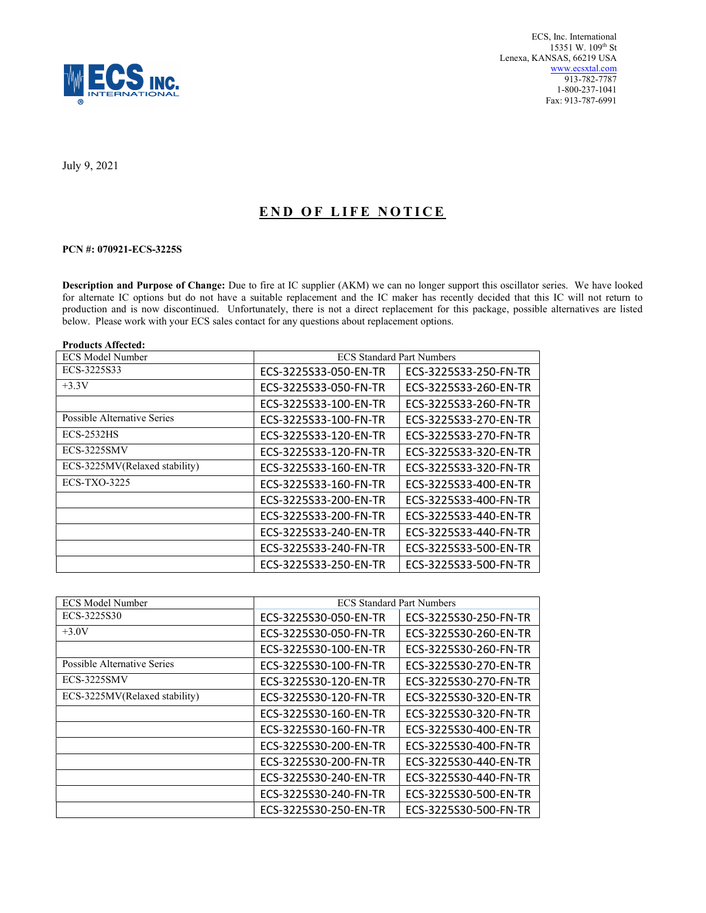ECS, Inc. International
15351 W. 109th St
Lenexa, KANSAS, 66219 USA
www.ecsxtal.com
913-782-7787
1-800-237-1041
Fax: 913-787-6991

July 9, 2021

# END OF LIFE NOTICE

**PCN #: 070921-ECS-3225S**

**Description and Purpose of Change:** Due to fire at IC supplier (AKM) we can no longer support this oscillator series. We have looked for alternate IC options but do not have a suitable replacement and the IC maker has recently decided that this IC will not return to production and is now discontinued. Unfortunately, there is not a direct replacement for this package, possible alternatives are listed below. Please work with your ECS sales contact for any questions about replacement options.

**Products Affected:**

| ECS Model Number | ECS Standard Part Numbers | |
|---|---|---|
| ECS-3225S33 | ECS-3225S33-050-EN-TR | ECS-3225S33-250-FN-TR |
| +3.3V | ECS-3225S33-050-FN-TR | ECS-3225S33-260-EN-TR |
| | ECS-3225S33-100-EN-TR | ECS-3225S33-260-FN-TR |
| Possible Alternative Series | ECS-3225S33-100-FN-TR | ECS-3225S33-270-EN-TR |
| ECS-2532HS | ECS-3225S33-120-EN-TR | ECS-3225S33-270-FN-TR |
| ECS-3225SMV | ECS-3225S33-120-FN-TR | ECS-3225S33-320-EN-TR |
| ECS-3225MV(Relaxed stability) | ECS-3225S33-160-EN-TR | ECS-3225S33-320-FN-TR |
| ECS-TXO-3225 | ECS-3225S33-160-FN-TR | ECS-3225S33-400-EN-TR |
| | ECS-3225S33-200-EN-TR | ECS-3225S33-400-FN-TR |
| | ECS-3225S33-200-FN-TR | ECS-3225S33-440-EN-TR |
| | ECS-3225S33-240-EN-TR | ECS-3225S33-440-FN-TR |
| | ECS-3225S33-240-FN-TR | ECS-3225S33-500-EN-TR |
| | ECS-3225S33-250-EN-TR | ECS-3225S33-500-FN-TR |

| ECS Model Number | ECS Standard Part Numbers | |
|---|---|---|
| ECS-3225S30 | ECS-3225S30-050-EN-TR | ECS-3225S30-250-FN-TR |
| +3.0V | ECS-3225S30-050-FN-TR | ECS-3225S30-260-EN-TR |
| | ECS-3225S30-100-EN-TR | ECS-3225S30-260-FN-TR |
| Possible Alternative Series | ECS-3225S30-100-FN-TR | ECS-3225S30-270-EN-TR |
| ECS-3225SMV | ECS-3225S30-120-EN-TR | ECS-3225S30-270-FN-TR |
| ECS-3225MV(Relaxed stability) | ECS-3225S30-120-FN-TR | ECS-3225S30-320-EN-TR |
| | ECS-3225S30-160-EN-TR | ECS-3225S30-320-FN-TR |
| | ECS-3225S30-160-FN-TR | ECS-3225S30-400-EN-TR |
| | ECS-3225S30-200-EN-TR | ECS-3225S30-400-FN-TR |
| | ECS-3225S30-200-FN-TR | ECS-3225S30-440-EN-TR |
| | ECS-3225S30-240-EN-TR | ECS-3225S30-440-FN-TR |
| | ECS-3225S30-240-FN-TR | ECS-3225S30-500-EN-TR |
| | ECS-3225S30-250-EN-TR | ECS-3225S30-500-FN-TR |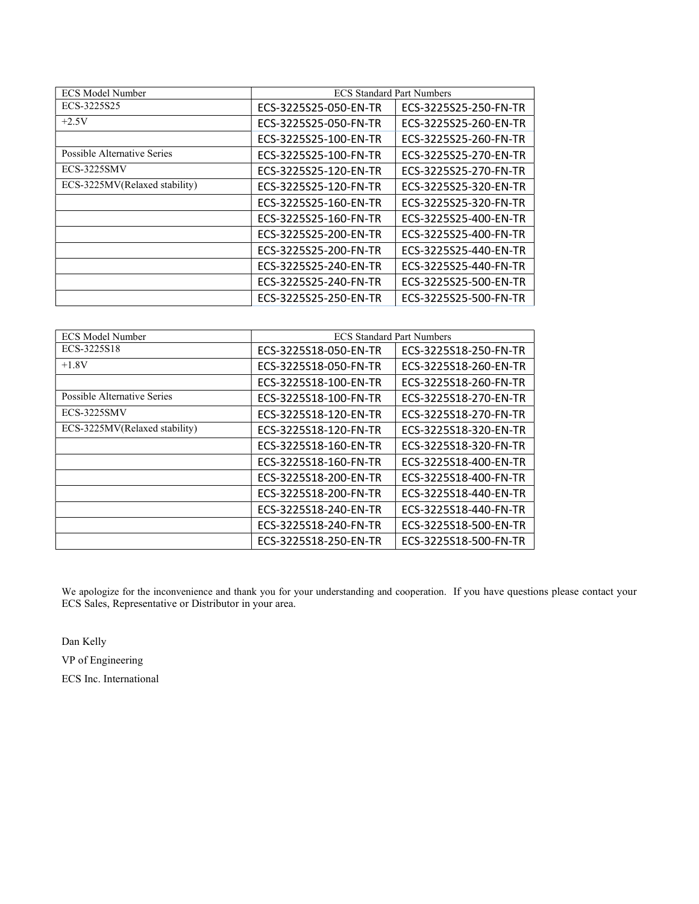| ECS Model Number | ECS Standard Part Numbers | |
|---|---|---|
| ECS-3225S25 | ECS-3225S25-050-EN-TR | ECS-3225S25-250-FN-TR |
| +2.5V | ECS-3225S25-050-FN-TR | ECS-3225S25-260-EN-TR |
| | ECS-3225S25-100-EN-TR | ECS-3225S25-260-FN-TR |
| Possible Alternative Series | ECS-3225S25-100-FN-TR | ECS-3225S25-270-EN-TR |
| ECS-3225SMV | ECS-3225S25-120-EN-TR | ECS-3225S25-270-FN-TR |
| ECS-3225MV(Relaxed stability) | ECS-3225S25-120-FN-TR | ECS-3225S25-320-EN-TR |
| | ECS-3225S25-160-EN-TR | ECS-3225S25-320-FN-TR |
| | ECS-3225S25-160-FN-TR | ECS-3225S25-400-EN-TR |
| | ECS-3225S25-200-EN-TR | ECS-3225S25-400-FN-TR |
| | ECS-3225S25-200-FN-TR | ECS-3225S25-440-EN-TR |
| | ECS-3225S25-240-EN-TR | ECS-3225S25-440-FN-TR |
| | ECS-3225S25-240-FN-TR | ECS-3225S25-500-EN-TR |
| | ECS-3225S25-250-EN-TR | ECS-3225S25-500-FN-TR |

| ECS Model Number | ECS Standard Part Numbers | |
|---|---|---|
| ECS-3225S18 | ECS-3225S18-050-EN-TR | ECS-3225S18-250-FN-TR |
| +1.8V | ECS-3225S18-050-FN-TR | ECS-3225S18-260-EN-TR |
| | ECS-3225S18-100-EN-TR | ECS-3225S18-260-FN-TR |
| Possible Alternative Series | ECS-3225S18-100-FN-TR | ECS-3225S18-270-EN-TR |
| ECS-3225SMV | ECS-3225S18-120-EN-TR | ECS-3225S18-270-FN-TR |
| ECS-3225MV(Relaxed stability) | ECS-3225S18-120-FN-TR | ECS-3225S18-320-EN-TR |
| | ECS-3225S18-160-EN-TR | ECS-3225S18-320-FN-TR |
| | ECS-3225S18-160-FN-TR | ECS-3225S18-400-EN-TR |
| | ECS-3225S18-200-EN-TR | ECS-3225S18-400-FN-TR |
| | ECS-3225S18-200-FN-TR | ECS-3225S18-440-EN-TR |
| | ECS-3225S18-240-EN-TR | ECS-3225S18-440-FN-TR |
| | ECS-3225S18-240-FN-TR | ECS-3225S18-500-EN-TR |
| | ECS-3225S18-250-EN-TR | ECS-3225S18-500-FN-TR |

We apologize for the inconvenience and thank you for your understanding and cooperation. If you have questions please contact your ECS Sales, Representative or Distributor in your area.

Dan Kelly

VP of Engineering

ECS Inc. International